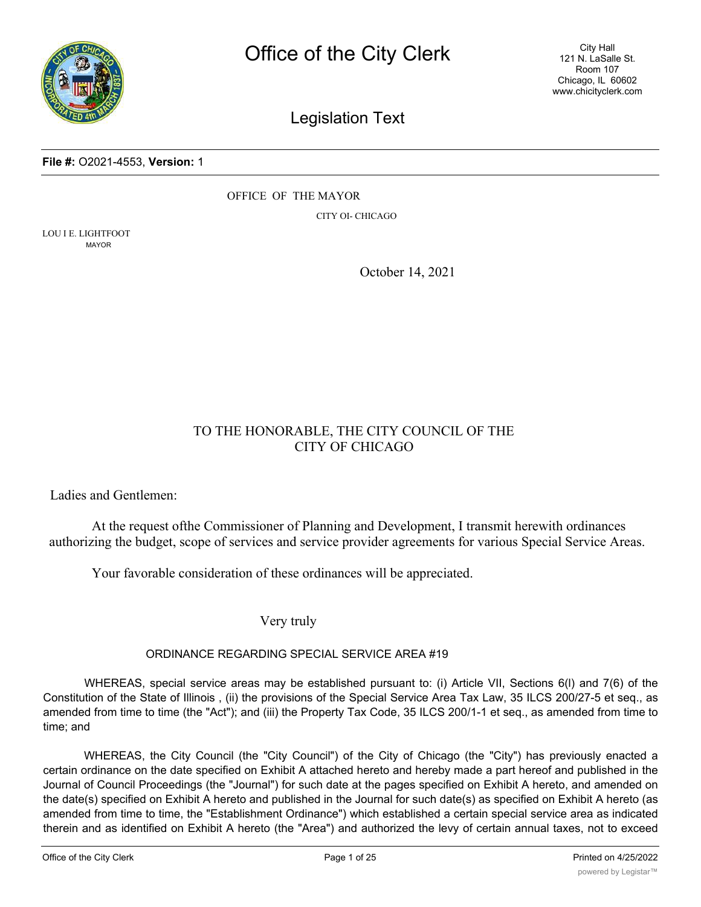File #: O2021-4553, Version: 1

OFFICE OF THE MAYOR

CITY OI- CHICAGO

LOU I E. LIGHTFOOT
MAYOR

October 14, 2021

TO THE HONORABLE, THE CITY COUNCIL OF THE CITY OF CHICAGO

Ladies and Gentlemen:

At the request ofthe Commissioner of Planning and Development, I transmit herewith ordinances authorizing the budget, scope of services and service provider agreements for various Special Service Areas.

Your favorable consideration of these ordinances will be appreciated.

Very truly

ORDINANCE REGARDING SPECIAL SERVICE AREA #19

WHEREAS, special service areas may be established pursuant to: (i) Article VII, Sections 6(l) and 7(6) of the Constitution of the State of Illinois , (ii) the provisions of the Special Service Area Tax Law, 35 ILCS 200/27-5 et seq., as amended from time to time (the "Act"); and (iii) the Property Tax Code, 35 ILCS 200/1-1 et seq., as amended from time to time; and

WHEREAS, the City Council (the "City Council") of the City of Chicago (the "City") has previously enacted a certain ordinance on the date specified on Exhibit A attached hereto and hereby made a part hereof and published in the Journal of Council Proceedings (the "Journal") for such date at the pages specified on Exhibit A hereto, and amended on the date(s) specified on Exhibit A hereto and published in the Journal for such date(s) as specified on Exhibit A hereto (as amended from time to time, the "Establishment Ordinance") which established a certain special service area as indicated therein and as identified on Exhibit A hereto (the "Area") and authorized the levy of certain annual taxes, not to exceed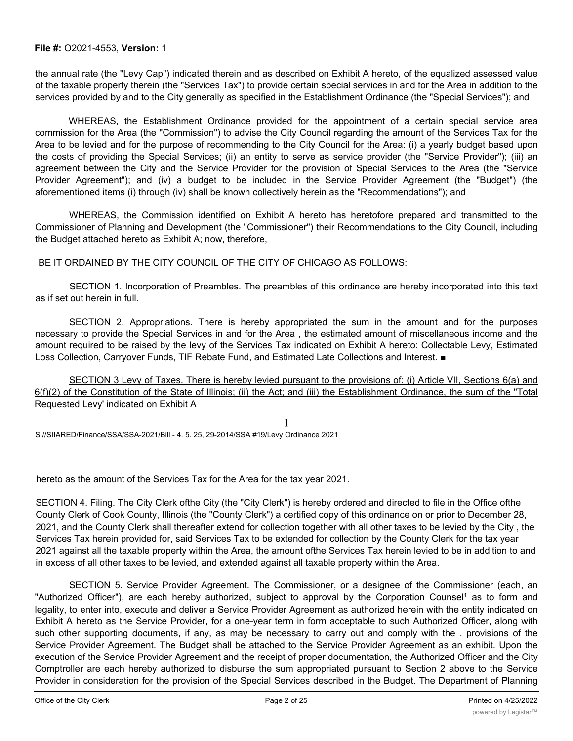the annual rate (the "Levy Cap") indicated therein and as described on Exhibit A hereto, of the equalized assessed value of the taxable property therein (the "Services Tax") to provide certain special services in and for the Area in addition to the services provided by and to the City generally as specified in the Establishment Ordinance (the "Special Services"); and

WHEREAS, the Establishment Ordinance provided for the appointment of a certain special service area commission for the Area (the "Commission") to advise the City Council regarding the amount of the Services Tax for the Area to be levied and for the purpose of recommending to the City Council for the Area: (i) a yearly budget based upon the costs of providing the Special Services; (ii) an entity to serve as service provider (the "Service Provider"); (iii) an agreement between the City and the Service Provider for the provision of Special Services to the Area (the "Service Provider Agreement"); and (iv) a budget to be included in the Service Provider Agreement (the "Budget") (the aforementioned items (i) through (iv) shall be known collectively herein as the "Recommendations"); and

WHEREAS, the Commission identified on Exhibit A hereto has heretofore prepared and transmitted to the Commissioner of Planning and Development (the "Commissioner") their Recommendations to the City Council, including the Budget attached hereto as Exhibit A; now, therefore,

BE IT ORDAINED BY THE CITY COUNCIL OF THE CITY OF CHICAGO AS FOLLOWS:

SECTION 1. Incorporation of Preambles. The preambles of this ordinance are hereby incorporated into this text as if set out herein in full.

SECTION 2. Appropriations. There is hereby appropriated the sum in the amount and for the purposes necessary to provide the Special Services in and for the Area , the estimated amount of miscellaneous income and the amount required to be raised by the levy of the Services Tax indicated on Exhibit A hereto: Collectable Levy, Estimated Loss Collection, Carryover Funds, TIF Rebate Fund, and Estimated Late Collections and Interest. ■

SECTION 3 Levy of Taxes. There is hereby levied pursuant to the provisions of: (i) Article VII, Sections 6(a) and 6(f)(2) of the Constitution of the State of Illinois; (ii) the Act; and (iii) the Establishment Ordinance, the sum of the "Total Requested Levy' indicated on Exhibit A

S //SIIARED/Finance/SSA/SSA-2021/Bill - 4. 5. 25, 29-2014/SSA #19/Levy Ordinance 2021

hereto as the amount of the Services Tax for the Area for the tax year 2021.

SECTION 4. Filing. The City Clerk ofthe City (the "City Clerk") is hereby ordered and directed to file in the Office ofthe County Clerk of Cook County, Illinois (the "County Clerk") a certified copy of this ordinance on or prior to December 28, 2021, and the County Clerk shall thereafter extend for collection together with all other taxes to be levied by the City , the Services Tax herein provided for, said Services Tax to be extended for collection by the County Clerk for the tax year 2021 against all the taxable property within the Area, the amount ofthe Services Tax herein levied to be in addition to and in excess of all other taxes to be levied, and extended against all taxable property within the Area.

SECTION 5. Service Provider Agreement. The Commissioner, or a designee of the Commissioner (each, an "Authorized Officer"), are each hereby authorized, subject to approval by the Corporation Counsel[1] as to form and legality, to enter into, execute and deliver a Service Provider Agreement as authorized herein with the entity indicated on Exhibit A hereto as the Service Provider, for a one-year term in form acceptable to such Authorized Officer, along with such other supporting documents, if any, as may be necessary to carry out and comply with the . provisions of the Service Provider Agreement. The Budget shall be attached to the Service Provider Agreement as an exhibit. Upon the execution of the Service Provider Agreement and the receipt of proper documentation, the Authorized Officer and the City Comptroller are each hereby authorized to disburse the sum appropriated pursuant to Section 2 above to the Service Provider in consideration for the provision of the Special Services described in the Budget. The Department of Planning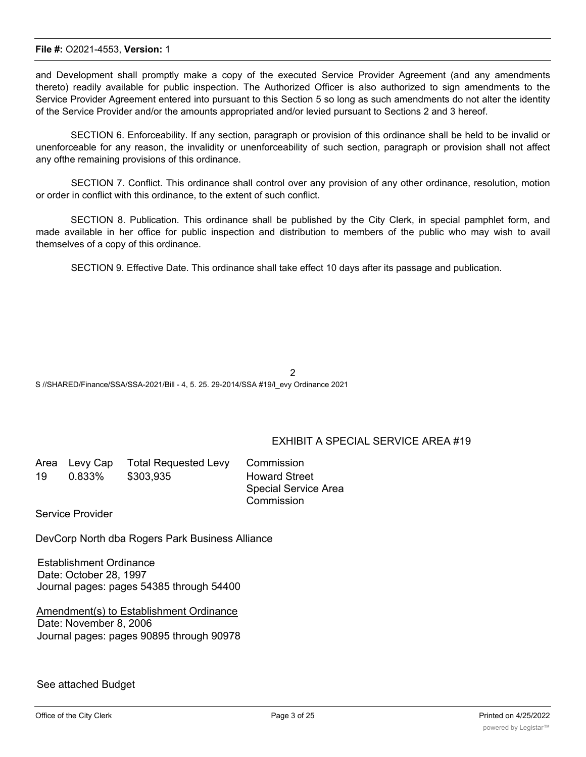and Development shall promptly make a copy of the executed Service Provider Agreement (and any amendments thereto) readily available for public inspection. The Authorized Officer is also authorized to sign amendments to the Service Provider Agreement entered into pursuant to this Section 5 so long as such amendments do not alter the identity of the Service Provider and/or the amounts appropriated and/or levied pursuant to Sections 2 and 3 hereof.

SECTION 6. Enforceability. If any section, paragraph or provision of this ordinance shall be held to be invalid or unenforceable for any reason, the invalidity or unenforceability of such section, paragraph or provision shall not affect any ofthe remaining provisions of this ordinance.

SECTION 7. Conflict. This ordinance shall control over any provision of any other ordinance, resolution, motion or order in conflict with this ordinance, to the extent of such conflict.

SECTION 8. Publication. This ordinance shall be published by the City Clerk, in special pamphlet form, and made available in her office for public inspection and distribution to members of the public who may wish to avail themselves of a copy of this ordinance.

SECTION 9. Effective Date. This ordinance shall take effect 10 days after its passage and publication.

S //SHARED/Finance/SSA/SSA-2021/Bill - 4, 5. 25. 29-2014/SSA #19/l_evy Ordinance 2021

EXHIBIT A SPECIAL SERVICE AREA #19

| Area | Levy Cap | Total Requested Levy | Commission |
|---|---|---|---|
| 19 | 0.833% | $303,935 | Howard Street Special Service Area Commission |

Service Provider

DevCorp North dba Rogers Park Business Alliance

Establishment Ordinance
Date: October 28, 1997
Journal pages: pages 54385 through 54400

Amendment(s) to Establishment Ordinance
Date: November 8, 2006
Journal pages: pages 90895 through 90978

See attached Budget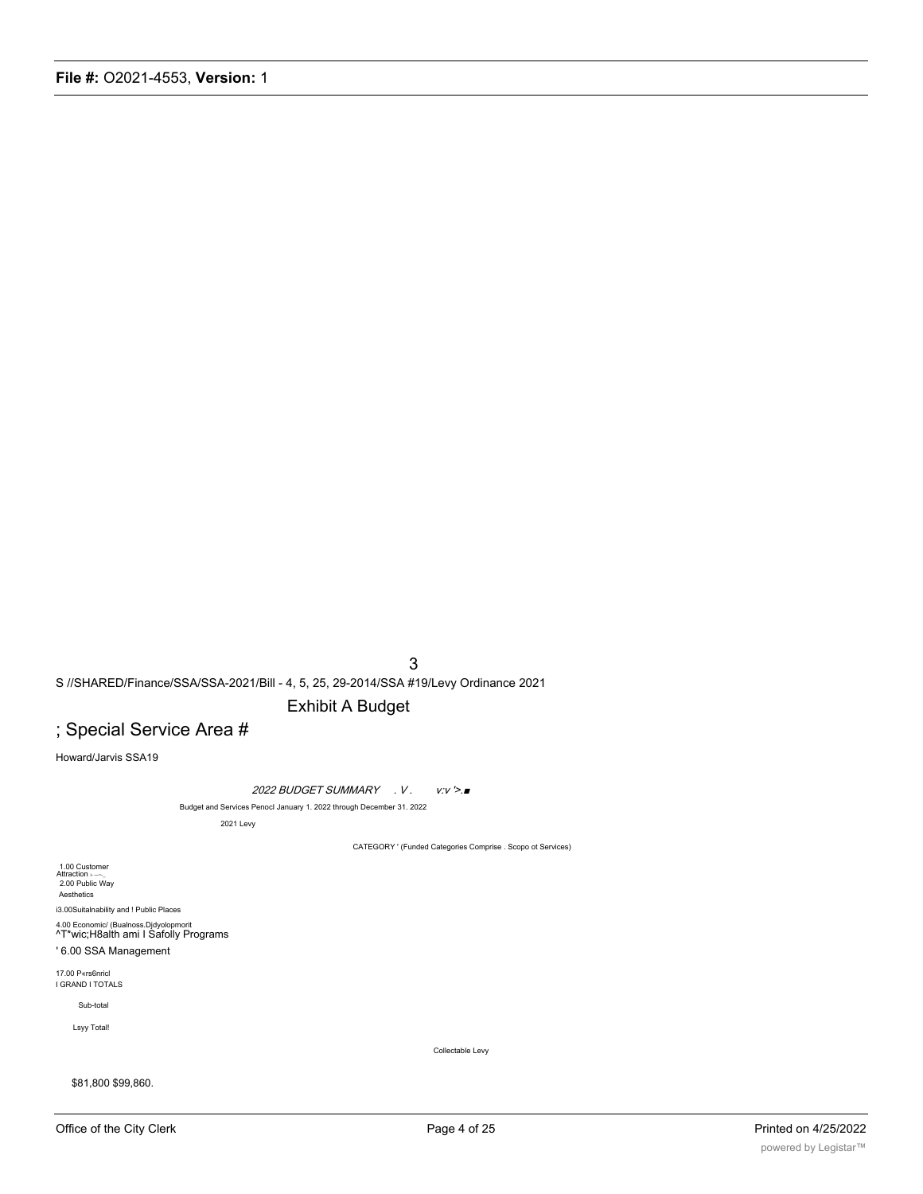3

S //SHARED/Finance/SSA/SSA-2021/Bill - 4, 5, 25, 29-2014/SSA #19/Levy Ordinance 2021

Exhibit A Budget

; Special Service Area #

Howard/Jarvis SSA19

*2022 BUDGET SUMMARY . V . v:v '>.■*

Budget and Services Penocl January 1. 2022 through December 31. 2022

2021 Levy

CATEGORY ' (Funded Categories Comprise . Scopo ot Services)

1.00 Customer Attraction ›-—-_

2.00 Public Way Aesthetics

i3.00Suitalnability and ! Public Places

4.00 Economic/ (Bualnoss.Djdyolopmorit

^T*wic;H8alth ami I Safolly Programs

' 6.00 SSA Management

17.00 P«rs6nricl

I GRAND I TOTALS

Sub-total

Lsyy Total!

Collectable Levy

$81,800 $99,860.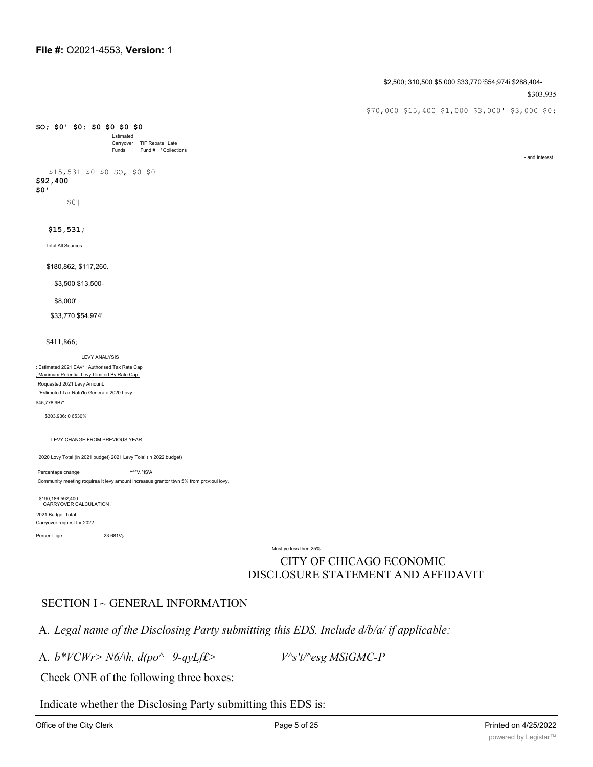$2,500; 310,500 $5,000 $33,770 $54;974i $288,404-

$303,935

$70,000 $15,400 $1,000 $3,000' $3,000 $0:

SO; $0' $0: $0 $0 $0 $0

Estimated
Carryover Funds

TIF Rebate ' Late Fund # ' Collections - and Interest

$15,531 $0 $0 SO, $0 $0

$92,400

$0'

$0|

$15,531;

Total All Sources

$180,862, $117,260.

$3,500 $13,500-

$8,000'

$33,770 $54,974'

$411,866;

LEVY ANALYSIS

; Estimated 2021 EAv* ; Authorised Tax Rate Cap

; Maximum Potential Levy I limited By Rate Cap:

Roquested 2021 Levy Amount.

:'Estimotcd Tax Rato'to Generato 2020 Lovy.

$45,778,9B7'

$303,936: 0 6530%

LEVY CHANGE FROM PREVIOUS YEAR

.2020 Lovy Total (in 2021 budget) 2021 Levy Tola! (in 2022 budget)

Percentage cnange j ^^^V.^IS'A

Community meeting roquirea It levy amount increasus grantor ttwn 5% from prcv:oui lovy.

$190,186 592,400

CARRYOVER CALCULATION .'

2021 Budget Total

Carryover request for 2022

Percent.-ige 23.681V0

Must ye less then 25%

# CITY OF CHICAGO ECONOMIC DISCLOSURE STATEMENT AND AFFIDAVIT

## SECTION I ~ GENERAL INFORMATION

A. *Legal name of the Disclosing Party submitting this EDS. Include d/b/a/ if applicable:*

A. *b*VCWr> N6/\h, d(po^ 9-qyLf£> V^s't/^esg MSiGMC-P*

Check ONE of the following three boxes:

Indicate whether the Disclosing Party submitting this EDS is: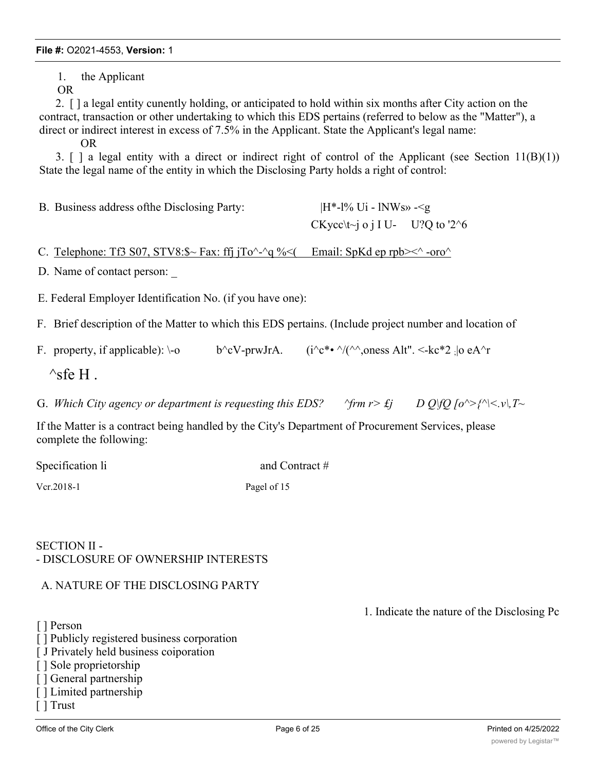1. the Applicant

OR

2. [ ] a legal entity cunently holding, or anticipated to hold within six months after City action on the contract, transaction or other undertaking to which this EDS pertains (referred to below as the "Matter"), a direct or indirect interest in excess of 7.5% in the Applicant. State the Applicant's legal name:

OR

3. [ ] a legal entity with a direct or indirect right of control of the Applicant (see Section 11(B)(1)) State the legal name of the entity in which the Disclosing Party holds a right of control:

B. Business address ofthe Disclosing Party: |H*-l% Ui - lNWs» -<g CKycc\t~j o j I U- U?Q to '2^6

C. Telephone: Tf3 S07, STV8:$~ Fax: ffj jTo^-^q %<( Email: SpKd ep rpb><^ -oro^

D. Name of contact person: _

E. Federal Employer Identification No. (if you have one):

F. Brief description of the Matter to which this EDS pertains. (Include project number and location of

F. property, if applicable): \-o b^cV-prwJrA. (i^c*• ^/(^^,oness Alt". <-kc*2 ;|o eA^r

^sfe H .

G. *Which City agency or department is requesting this EDS? ^frm r> ₤j D Q\fQ [o^>{^\<.v\,T~*

If the Matter is a contract being handled by the City's Department of Procurement Services, please complete the following:

Specification li and Contract #

Vcr.2018-1 Pagel of 15

SECTION II -
- DISCLOSURE OF OWNERSHIP INTERESTS

A. NATURE OF THE DISCLOSING PARTY

1. Indicate the nature of the Disclosing Pc

[ ] Person
[ ] Publicly registered business corporation
[ J Privately held business coiporation
[ ] Sole proprietorship
[ ] General partnership
[ ] Limited partnership
[ ] Trust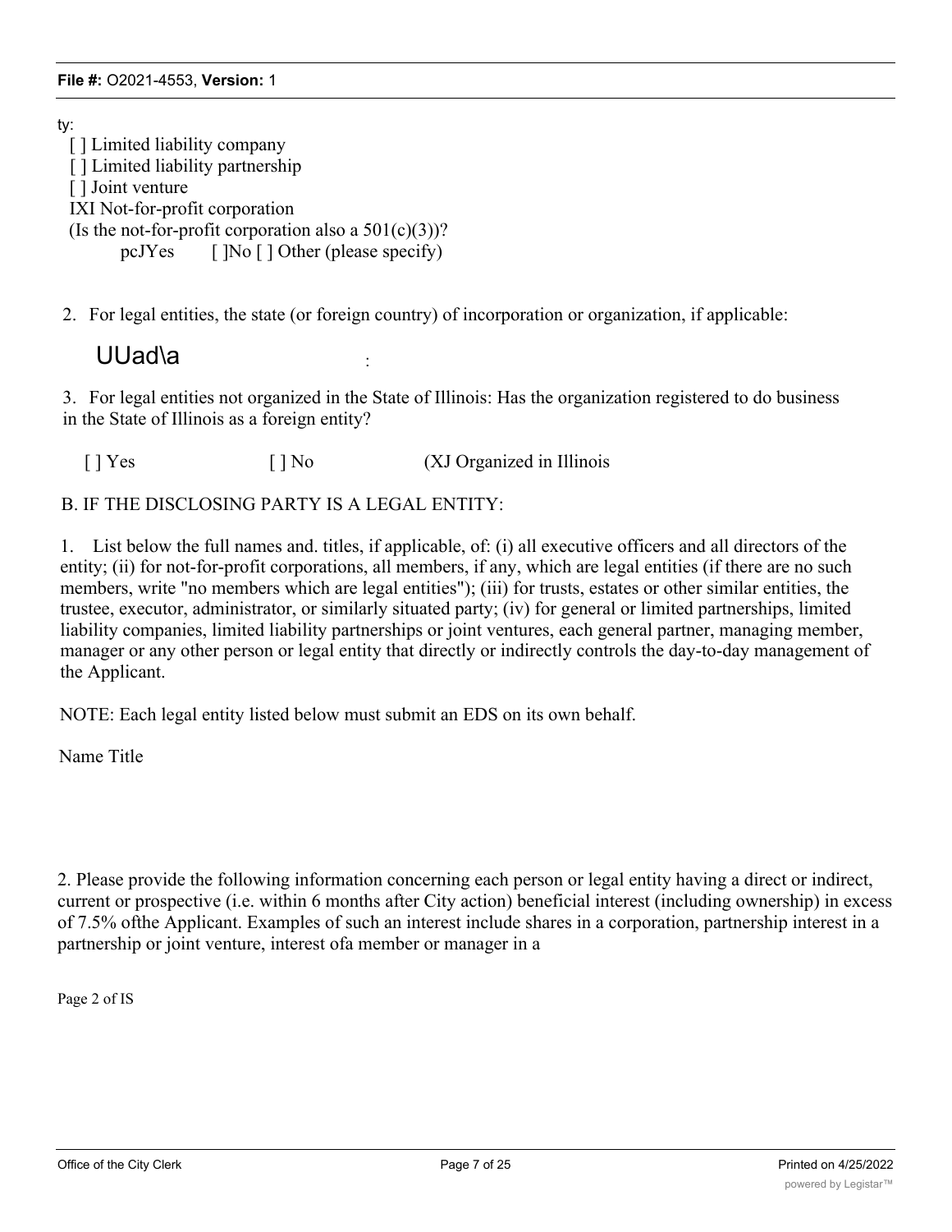ty:

[ ] Limited liability company
[ ] Limited liability partnership
[ ] Joint venture
IXI Not-for-profit corporation
(Is the not-for-profit corporation also a 501(c)(3))?
pcJYes [ ]No [ ] Other (please specify)

2. For legal entities, the state (or foreign country) of incorporation or organization, if applicable:

UUad\a :

3. For legal entities not organized in the State of Illinois: Has the organization registered to do business in the State of Illinois as a foreign entity?

[ ] Yes [ ] No (XJ Organized in Illinois

B. IF THE DISCLOSING PARTY IS A LEGAL ENTITY:

1. List below the full names and. titles, if applicable, of: (i) all executive officers and all directors of the entity; (ii) for not-for-profit corporations, all members, if any, which are legal entities (if there are no such members, write "no members which are legal entities"); (iii) for trusts, estates or other similar entities, the trustee, executor, administrator, or similarly situated party; (iv) for general or limited partnerships, limited liability companies, limited liability partnerships or joint ventures, each general partner, managing member, manager or any other person or legal entity that directly or indirectly controls the day-to-day management of the Applicant.

NOTE: Each legal entity listed below must submit an EDS on its own behalf.

Name Title

2. Please provide the following information concerning each person or legal entity having a direct or indirect, current or prospective (i.e. within 6 months after City action) beneficial interest (including ownership) in excess of 7.5% ofthe Applicant. Examples of such an interest include shares in a corporation, partnership interest in a partnership or joint venture, interest ofa member or manager in a

Page 2 of IS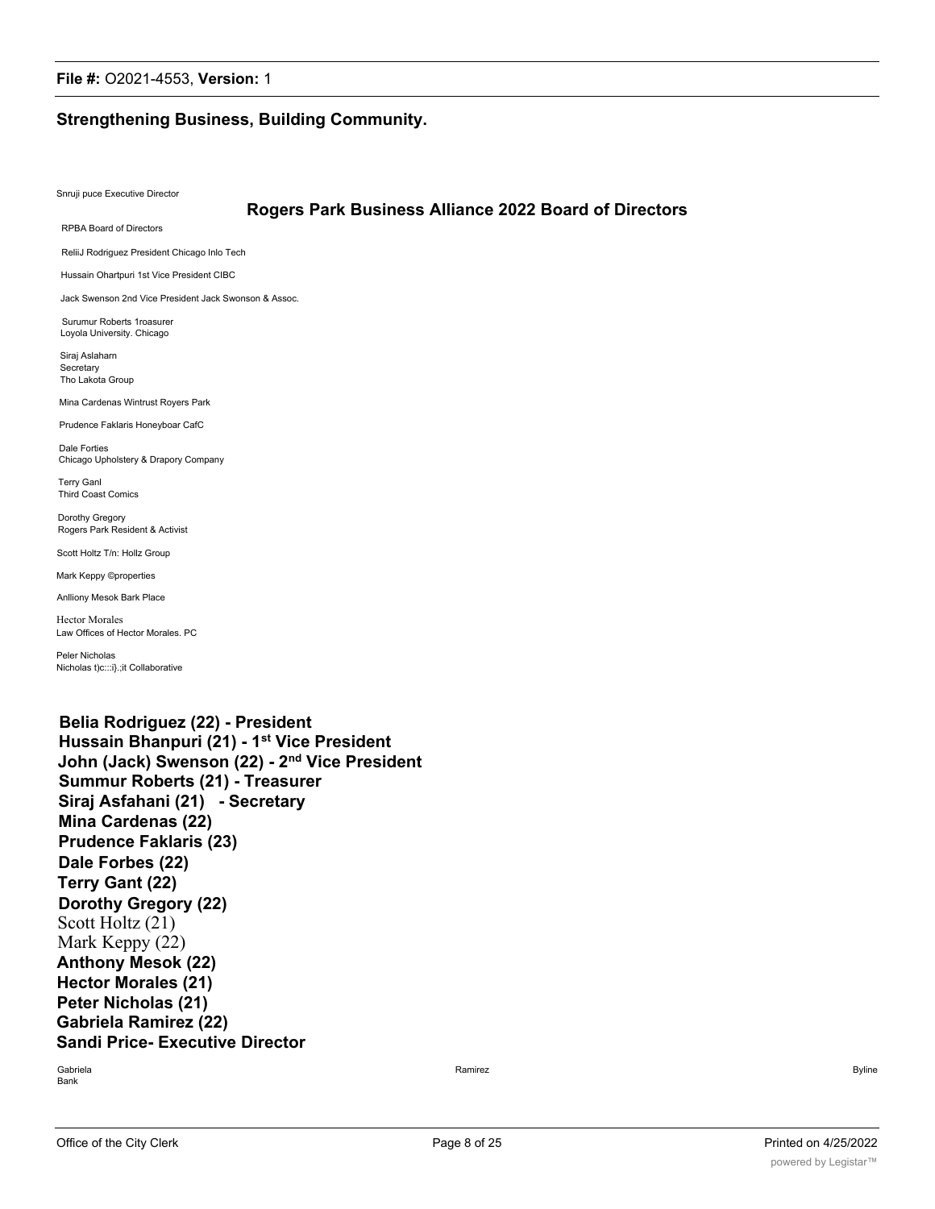## Strengthening Business, Building Community.

Snruji puce Executive Director

### Rogers Park Business Alliance 2022 Board of Directors

RPBA Board of Directors

ReliiJ Rodriguez President Chicago Inlo Tech

Hussain Ohartpuri 1st Vice President CIBC

Jack Swenson 2nd Vice President Jack Swonson & Assoc.

Surumur Roberts 1roasurer
Loyola University. Chicago

Siraj Aslaharn
Secretary
Tho Lakota Group

Mina Cardenas Wintrust Royers Park

Prudence Faklaris Honeyboar CafC

Dale Forties
Chicago Upholstery & Drapory Company

Terry Ganl
Third Coast Comics

Dorothy Gregory
Rogers Park Resident & Activist

Scott Holtz T/n: Hollz Group

Mark Keppy ©properties

Anlliony Mesok Bark Place

Hector Morales
Law Offices of Hector Morales. PC

Peler Nicholas
Nicholas t)c:::i}.;it Collaborative

**Belia Rodriguez (22) - President**
**Hussain Bhanpuri (21) - 1st Vice President**
**John (Jack) Swenson (22) - 2nd Vice President**
**Summur Roberts (21) - Treasurer**
**Siraj Asfahani (21) - Secretary**
**Mina Cardenas (22)**
**Prudence Faklaris (23)**
**Dale Forbes (22)**
**Terry Gant (22)**
**Dorothy Gregory (22)**
Scott Holtz (21)
Mark Keppy (22)
**Anthony Mesok (22)**
**Hector Morales (21)**
**Peter Nicholas (21)**
**Gabriela Ramirez (22)**
**Sandi Price- Executive Director**

Gabriela Ramirez Byline Bank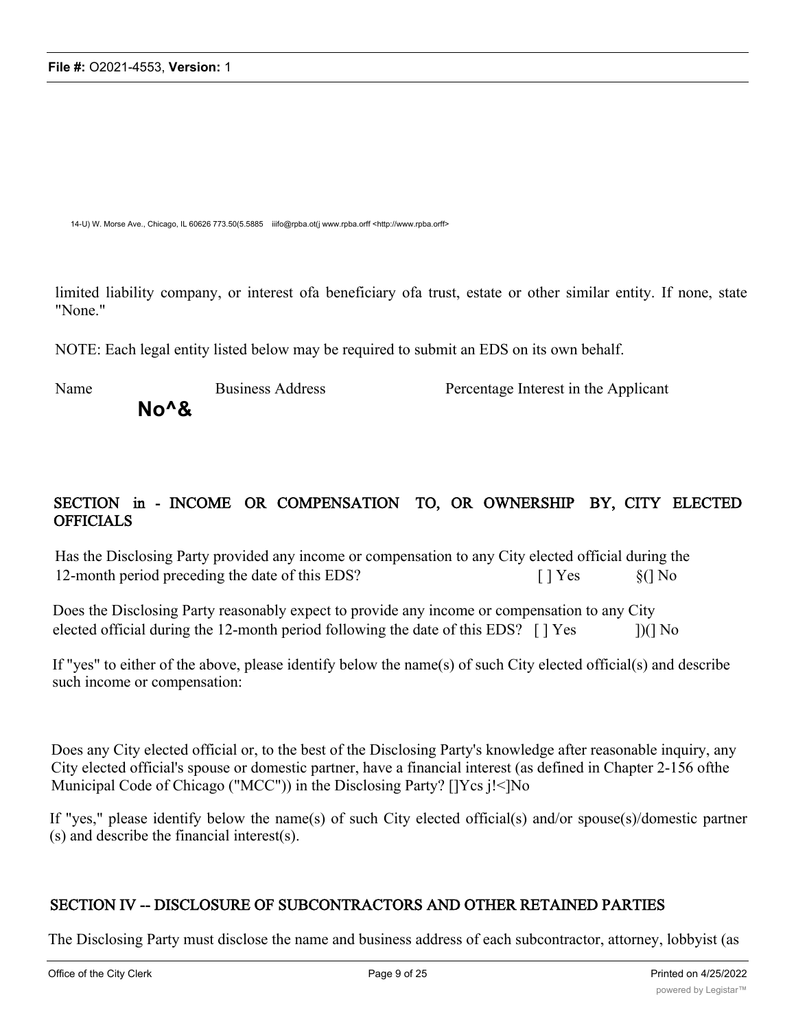14-U) W. Morse Ave., Chicago, IL 60626 773.50(5.5885 iiifo@rpba.ot(j www.rpba.orff <http://www.rpba.orff>

limited liability company, or interest ofa beneficiary ofa trust, estate or other similar entity. If none, state "None."

NOTE: Each legal entity listed below may be required to submit an EDS on its own behalf.

| Name | Business Address | Percentage Interest in the Applicant |
|---|---|---|
| No^& | | |

## SECTION in - INCOME OR COMPENSATION TO, OR OWNERSHIP BY, CITY ELECTED OFFICIALS

Has the Disclosing Party provided any income or compensation to any City elected official during the 12-month period preceding the date of this EDS? [ ] Yes §(] No

Does the Disclosing Party reasonably expect to provide any income or compensation to any City elected official during the 12-month period following the date of this EDS? [ ] Yes ])(] No

If "yes" to either of the above, please identify below the name(s) of such City elected official(s) and describe such income or compensation:

Does any City elected official or, to the best of the Disclosing Party's knowledge after reasonable inquiry, any City elected official's spouse or domestic partner, have a financial interest (as defined in Chapter 2-156 ofthe Municipal Code of Chicago ("MCC")) in the Disclosing Party? []Ycs j!<]No

If "yes," please identify below the name(s) of such City elected official(s) and/or spouse(s)/domestic partner (s) and describe the financial interest(s).

## SECTION IV -- DISCLOSURE OF SUBCONTRACTORS AND OTHER RETAINED PARTIES

The Disclosing Party must disclose the name and business address of each subcontractor, attorney, lobbyist (as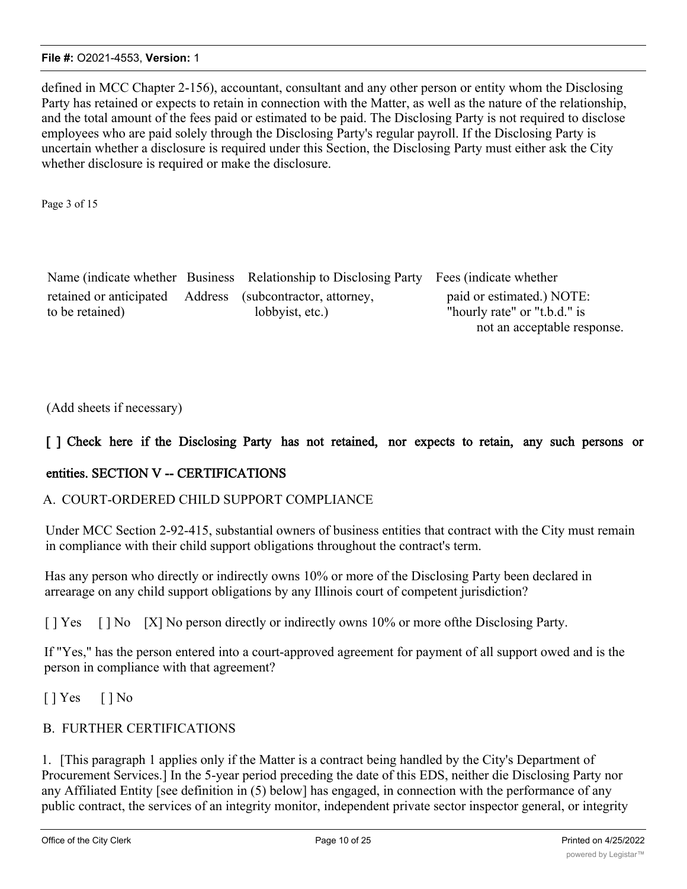defined in MCC Chapter 2-156), accountant, consultant and any other person or entity whom the Disclosing Party has retained or expects to retain in connection with the Matter, as well as the nature of the relationship, and the total amount of the fees paid or estimated to be paid. The Disclosing Party is not required to disclose employees who are paid solely through the Disclosing Party's regular payroll. If the Disclosing Party is uncertain whether a disclosure is required under this Section, the Disclosing Party must either ask the City whether disclosure is required or make the disclosure.

Page 3 of 15

| Name (indicate whether retained or anticipated to be retained) | Business Address | Relationship to Disclosing Party (subcontractor, attorney, lobbyist, etc.) | Fees (indicate whether paid or estimated.) NOTE: "hourly rate" or "t.b.d." is not an acceptable response. |
|---|---|---|---|

(Add sheets if necessary)

[ ] Check here if the Disclosing Party has not retained, nor expects to retain, any such persons or entities.

## SECTION V -- CERTIFICATIONS

A. COURT-ORDERED CHILD SUPPORT COMPLIANCE

Under MCC Section 2-92-415, substantial owners of business entities that contract with the City must remain in compliance with their child support obligations throughout the contract's term.

Has any person who directly or indirectly owns 10% or more of the Disclosing Party been declared in arrearage on any child support obligations by any Illinois court of competent jurisdiction?

[ ] Yes [ ] No [X] No person directly or indirectly owns 10% or more ofthe Disclosing Party.

If "Yes," has the person entered into a court-approved agreement for payment of all support owed and is the person in compliance with that agreement?

[ ] Yes [ ] No

B. FURTHER CERTIFICATIONS

1. [This paragraph 1 applies only if the Matter is a contract being handled by the City's Department of Procurement Services.] In the 5-year period preceding the date of this EDS, neither die Disclosing Party nor any Affiliated Entity [see definition in (5) below] has engaged, in connection with the performance of any public contract, the services of an integrity monitor, independent private sector inspector general, or integrity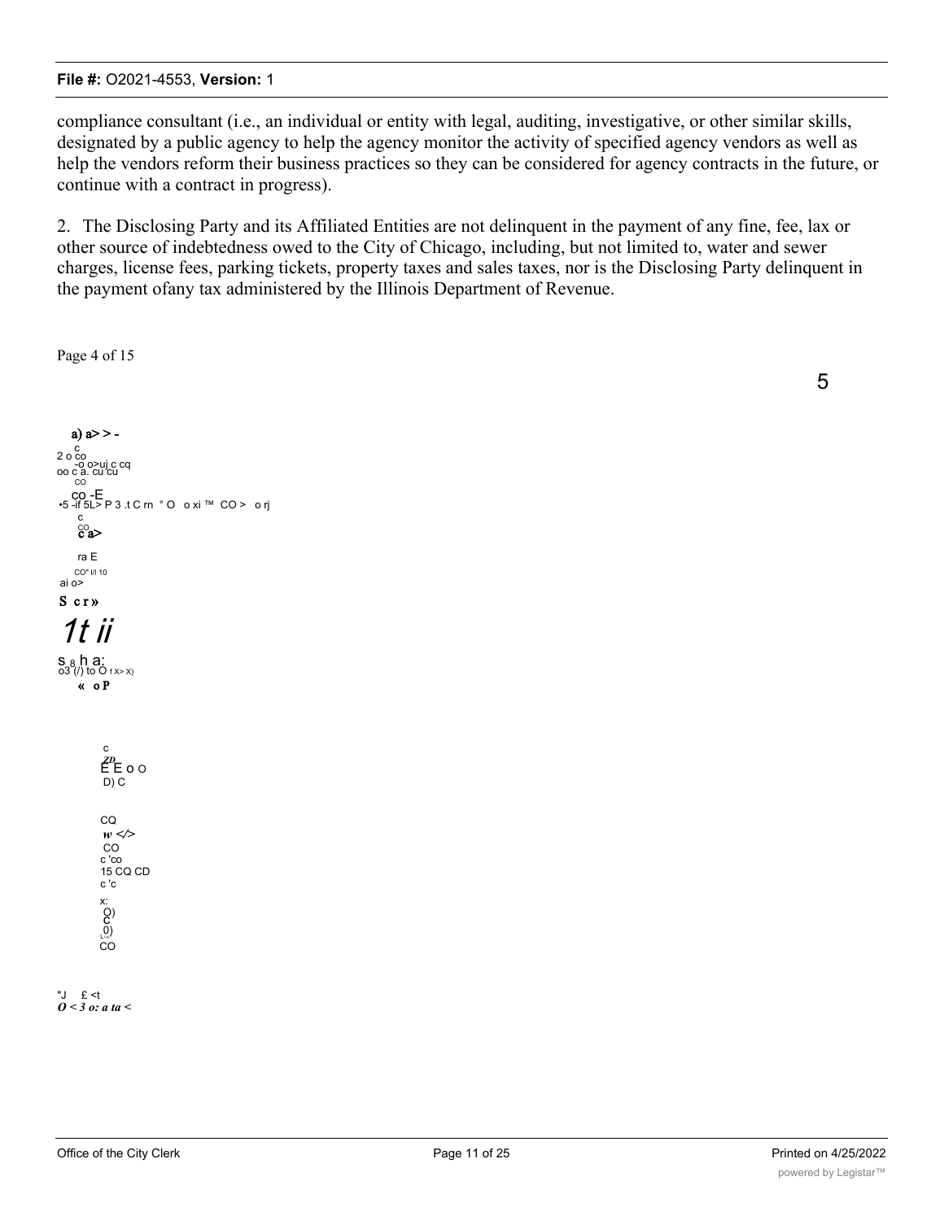compliance consultant (i.e., an individual or entity with legal, auditing, investigative, or other similar skills, designated by a public agency to help the agency monitor the activity of specified agency vendors as well as help the vendors reform their business practices so they can be considered for agency contracts in the future, or continue with a contract in progress).

2. The Disclosing Party and its Affiliated Entities are not delinquent in the payment of any fine, fee, lax or other source of indebtedness owed to the City of Chicago, including, but not limited to, water and sewer charges, license fees, parking tickets, property taxes and sales taxes, nor is the Disclosing Party delinquent in the payment ofany tax administered by the Illinois Department of Revenue.

Page 4 of 15

5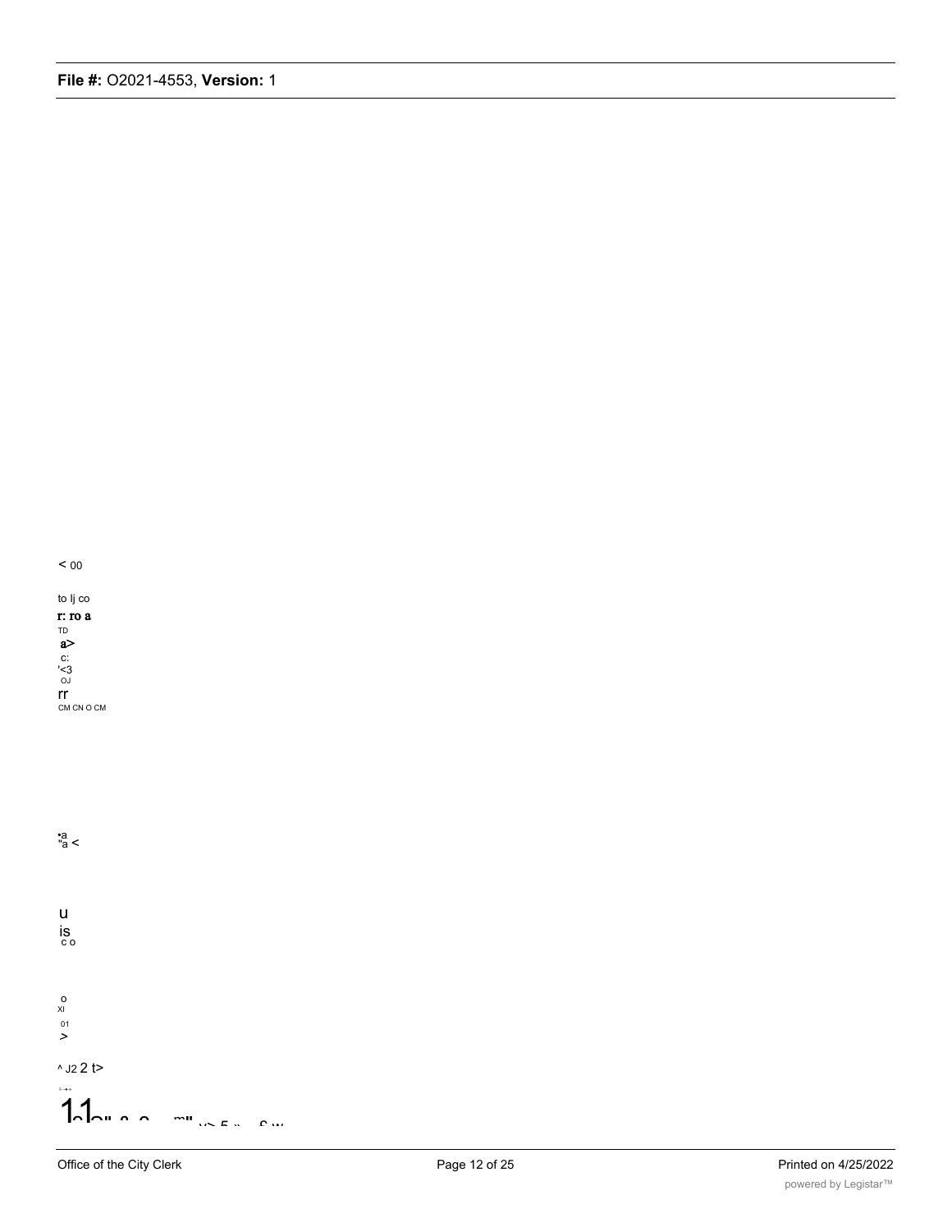< 00

to lj co

r: ro a

TD

a>

c:

'<3

OJ

rr

CM CN O CM

•a

"a <

u

is

c o

o

XI

01

>

^ J2 2 t>

1.1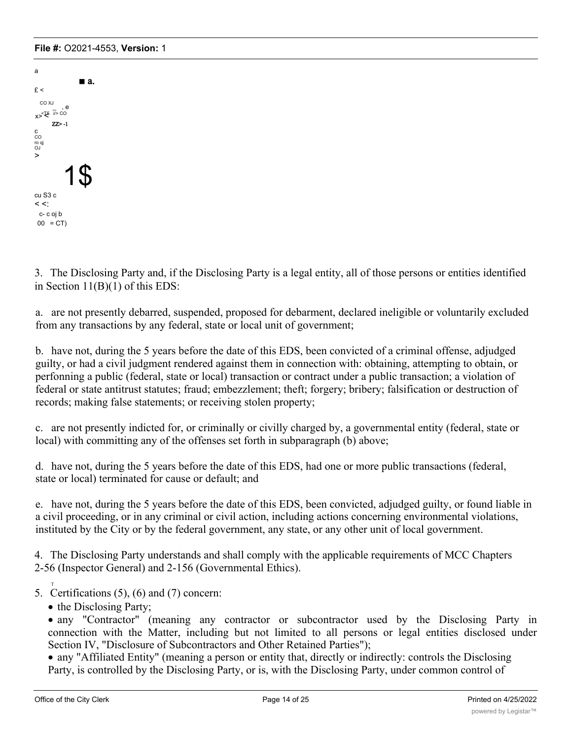3. The Disclosing Party and, if the Disclosing Party is a legal entity, all of those persons or entities identified in Section 11(B)(1) of this EDS:

a. are not presently debarred, suspended, proposed for debarment, declared ineligible or voluntarily excluded from any transactions by any federal, state or local unit of government;

b. have not, during the 5 years before the date of this EDS, been convicted of a criminal offense, adjudged guilty, or had a civil judgment rendered against them in connection with: obtaining, attempting to obtain, or perfonning a public (federal, state or local) transaction or contract under a public transaction; a violation of federal or state antitrust statutes; fraud; embezzlement; theft; forgery; bribery; falsification or destruction of records; making false statements; or receiving stolen property;

c. are not presently indicted for, or criminally or civilly charged by, a governmental entity (federal, state or local) with committing any of the offenses set forth in subparagraph (b) above;

d. have not, during the 5 years before the date of this EDS, had one or more public transactions (federal, state or local) terminated for cause or default; and

e. have not, during the 5 years before the date of this EDS, been convicted, adjudged guilty, or found liable in a civil proceeding, or in any criminal or civil action, including actions concerning environmental violations, instituted by the City or by the federal government, any state, or any other unit of local government.

4. The Disclosing Party understands and shall comply with the applicable requirements of MCC Chapters 2-56 (Inspector General) and 2-156 (Governmental Ethics).

5. Certifications (5), (6) and (7) concern:

- the Disclosing Party;
- any "Contractor" (meaning any contractor or subcontractor used by the Disclosing Party in connection with the Matter, including but not limited to all persons or legal entities disclosed under Section IV, "Disclosure of Subcontractors and Other Retained Parties");
- any "Affiliated Entity" (meaning a person or entity that, directly or indirectly: controls the Disclosing Party, is controlled by the Disclosing Party, or is, with the Disclosing Party, under common control of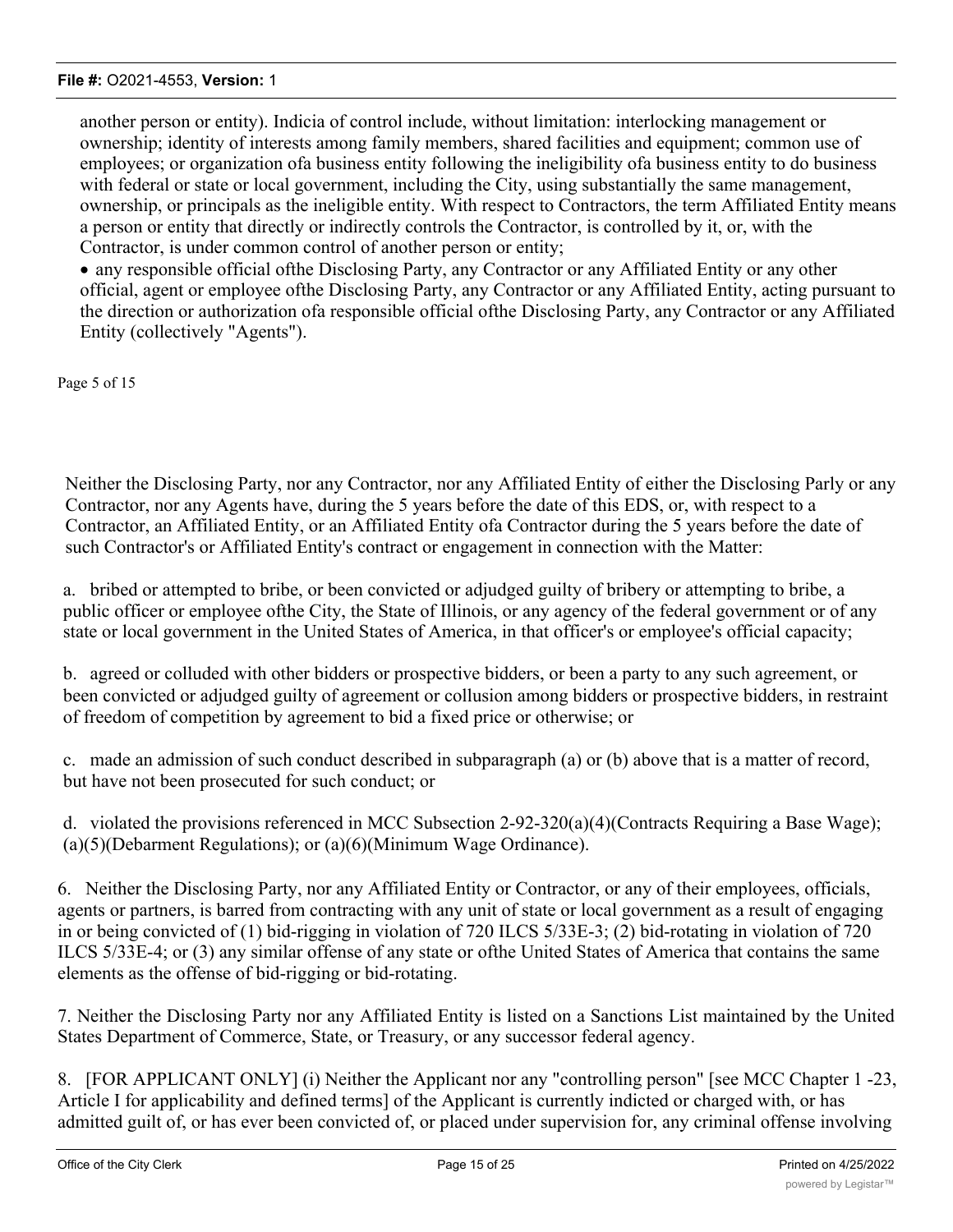another person or entity). Indicia of control include, without limitation: interlocking management or ownership; identity of interests among family members, shared facilities and equipment; common use of employees; or organization ofa business entity following the ineligibility ofa business entity to do business with federal or state or local government, including the City, using substantially the same management, ownership, or principals as the ineligible entity. With respect to Contractors, the term Affiliated Entity means a person or entity that directly or indirectly controls the Contractor, is controlled by it, or, with the Contractor, is under common control of another person or entity;

- any responsible official ofthe Disclosing Party, any Contractor or any Affiliated Entity or any other official, agent or employee ofthe Disclosing Party, any Contractor or any Affiliated Entity, acting pursuant to the direction or authorization ofa responsible official ofthe Disclosing Party, any Contractor or any Affiliated Entity (collectively "Agents").

Page 5 of 15

Neither the Disclosing Party, nor any Contractor, nor any Affiliated Entity of either the Disclosing Parly or any Contractor, nor any Agents have, during the 5 years before the date of this EDS, or, with respect to a Contractor, an Affiliated Entity, or an Affiliated Entity ofa Contractor during the 5 years before the date of such Contractor's or Affiliated Entity's contract or engagement in connection with the Matter:

a. bribed or attempted to bribe, or been convicted or adjudged guilty of bribery or attempting to bribe, a public officer or employee ofthe City, the State of Illinois, or any agency of the federal government or of any state or local government in the United States of America, in that officer's or employee's official capacity;

b. agreed or colluded with other bidders or prospective bidders, or been a party to any such agreement, or been convicted or adjudged guilty of agreement or collusion among bidders or prospective bidders, in restraint of freedom of competition by agreement to bid a fixed price or otherwise; or

c. made an admission of such conduct described in subparagraph (a) or (b) above that is a matter of record, but have not been prosecuted for such conduct; or

d. violated the provisions referenced in MCC Subsection 2-92-320(a)(4)(Contracts Requiring a Base Wage); (a)(5)(Debarment Regulations); or (a)(6)(Minimum Wage Ordinance).

6. Neither the Disclosing Party, nor any Affiliated Entity or Contractor, or any of their employees, officials, agents or partners, is barred from contracting with any unit of state or local government as a result of engaging in or being convicted of (1) bid-rigging in violation of 720 ILCS 5/33E-3; (2) bid-rotating in violation of 720 ILCS 5/33E-4; or (3) any similar offense of any state or ofthe United States of America that contains the same elements as the offense of bid-rigging or bid-rotating.

7. Neither the Disclosing Party nor any Affiliated Entity is listed on a Sanctions List maintained by the United States Department of Commerce, State, or Treasury, or any successor federal agency.

8. [FOR APPLICANT ONLY] (i) Neither the Applicant nor any "controlling person" [see MCC Chapter 1 -23, Article I for applicability and defined terms] of the Applicant is currently indicted or charged with, or has admitted guilt of, or has ever been convicted of, or placed under supervision for, any criminal offense involving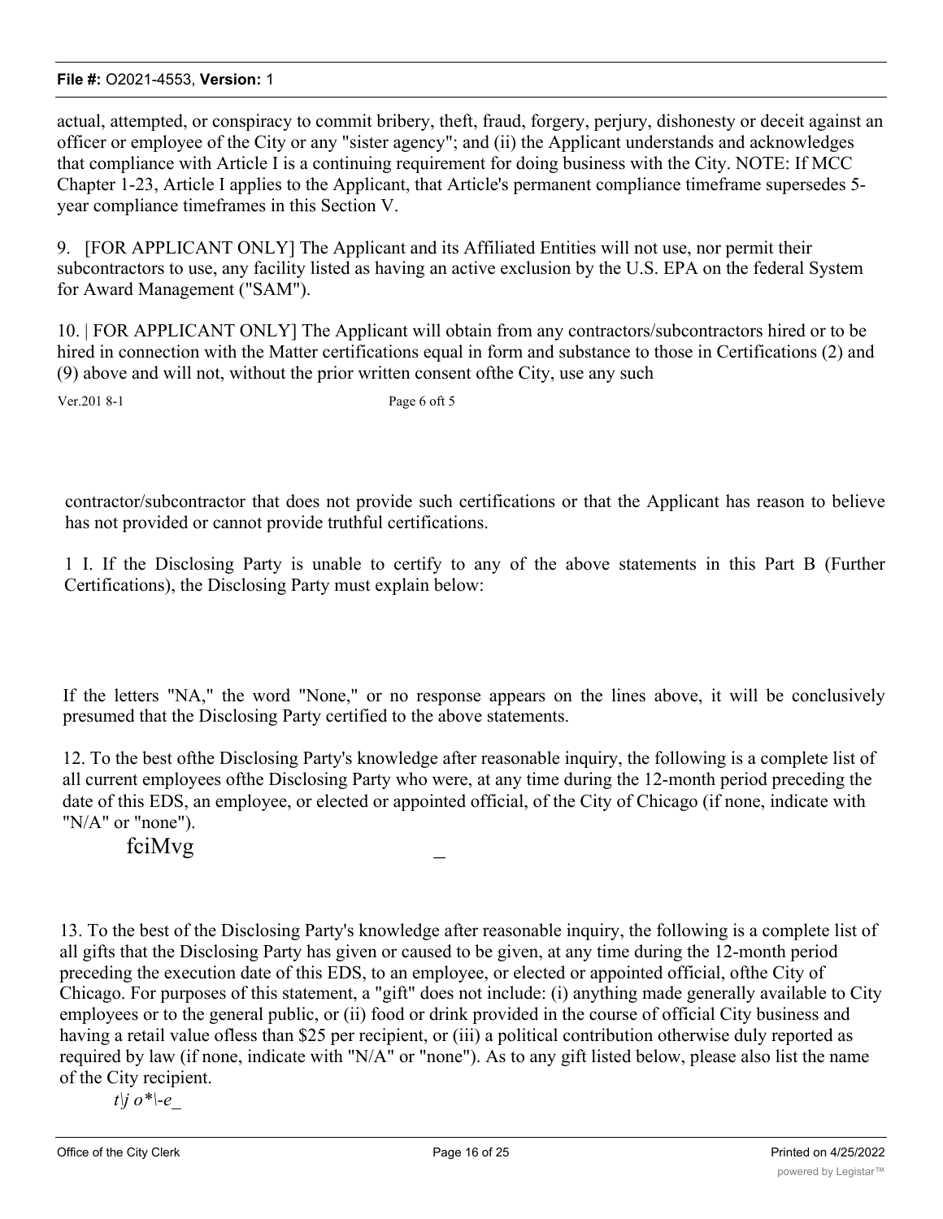actual, attempted, or conspiracy to commit bribery, theft, fraud, forgery, perjury, dishonesty or deceit against an officer or employee of the City or any "sister agency"; and (ii) the Applicant understands and acknowledges that compliance with Article I is a continuing requirement for doing business with the City. NOTE: If MCC Chapter 1-23, Article I applies to the Applicant, that Article's permanent compliance timeframe supersedes 5-year compliance timeframes in this Section V.

9. [FOR APPLICANT ONLY] The Applicant and its Affiliated Entities will not use, nor permit their subcontractors to use, any facility listed as having an active exclusion by the U.S. EPA on the federal System for Award Management ("SAM").

10. | FOR APPLICANT ONLY] The Applicant will obtain from any contractors/subcontractors hired or to be hired in connection with the Matter certifications equal in form and substance to those in Certifications (2) and (9) above and will not, without the prior written consent ofthe City, use any such

Ver.201 8-1 Page 6 oft 5

contractor/subcontractor that does not provide such certifications or that the Applicant has reason to believe has not provided or cannot provide truthful certifications.

1 I. If the Disclosing Party is unable to certify to any of the above statements in this Part B (Further Certifications), the Disclosing Party must explain below:

If the letters "NA," the word "None," or no response appears on the lines above, it will be conclusively presumed that the Disclosing Party certified to the above statements.

12. To the best ofthe Disclosing Party's knowledge after reasonable inquiry, the following is a complete list of all current employees ofthe Disclosing Party who were, at any time during the 12-month period preceding the date of this EDS, an employee, or elected or appointed official, of the City of Chicago (if none, indicate with "N/A" or "none").

fciMvg _

13. To the best of the Disclosing Party's knowledge after reasonable inquiry, the following is a complete list of all gifts that the Disclosing Party has given or caused to be given, at any time during the 12-month period preceding the execution date of this EDS, to an employee, or elected or appointed official, ofthe City of Chicago. For purposes of this statement, a "gift" does not include: (i) anything made generally available to City employees or to the general public, or (ii) food or drink provided in the course of official City business and having a retail value ofless than $25 per recipient, or (iii) a political contribution otherwise duly reported as required by law (if none, indicate with "N/A" or "none"). As to any gift listed below, please also list the name of the City recipient.

*t\j o*\-e_*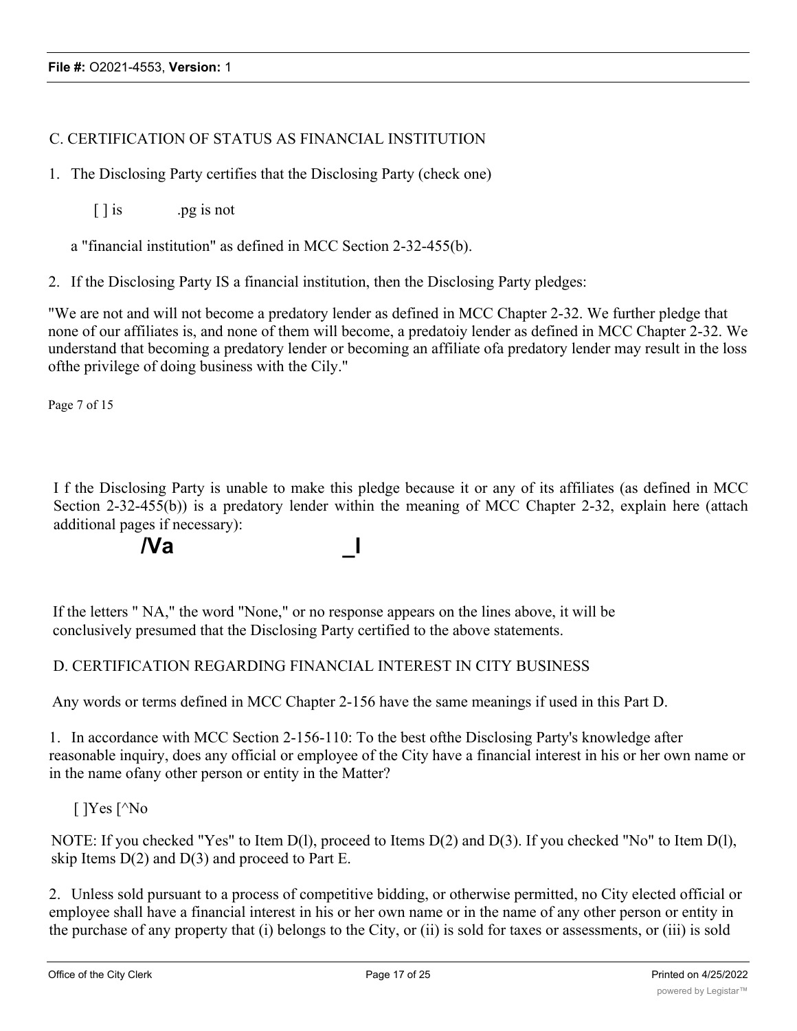C. CERTIFICATION OF STATUS AS FINANCIAL INSTITUTION

1. The Disclosing Party certifies that the Disclosing Party (check one)

   [ ] is .pg is not

   a "financial institution" as defined in MCC Section 2-32-455(b).

2. If the Disclosing Party IS a financial institution, then the Disclosing Party pledges:

"We are not and will not become a predatory lender as defined in MCC Chapter 2-32. We further pledge that none of our affiliates is, and none of them will become, a predatoiy lender as defined in MCC Chapter 2-32. We understand that becoming a predatory lender or becoming an affiliate ofa predatory lender may result in the loss ofthe privilege of doing business with the Cily."

Page 7 of 15

I f the Disclosing Party is unable to make this pledge because it or any of its affiliates (as defined in MCC Section 2-32-455(b)) is a predatory lender within the meaning of MCC Chapter 2-32, explain here (attach additional pages if necessary):

**/Va _l**

If the letters " NA," the word "None," or no response appears on the lines above, it will be conclusively presumed that the Disclosing Party certified to the above statements.

D. CERTIFICATION REGARDING FINANCIAL INTEREST IN CITY BUSINESS

Any words or terms defined in MCC Chapter 2-156 have the same meanings if used in this Part D.

1. In accordance with MCC Section 2-156-110: To the best ofthe Disclosing Party's knowledge after reasonable inquiry, does any official or employee of the City have a financial interest in his or her own name or in the name ofany other person or entity in the Matter?

   [ ]Yes [^No

NOTE: If you checked "Yes" to Item D(l), proceed to Items D(2) and D(3). If you checked "No" to Item D(l), skip Items D(2) and D(3) and proceed to Part E.

2. Unless sold pursuant to a process of competitive bidding, or otherwise permitted, no City elected official or employee shall have a financial interest in his or her own name or in the name of any other person or entity in the purchase of any property that (i) belongs to the City, or (ii) is sold for taxes or assessments, or (iii) is sold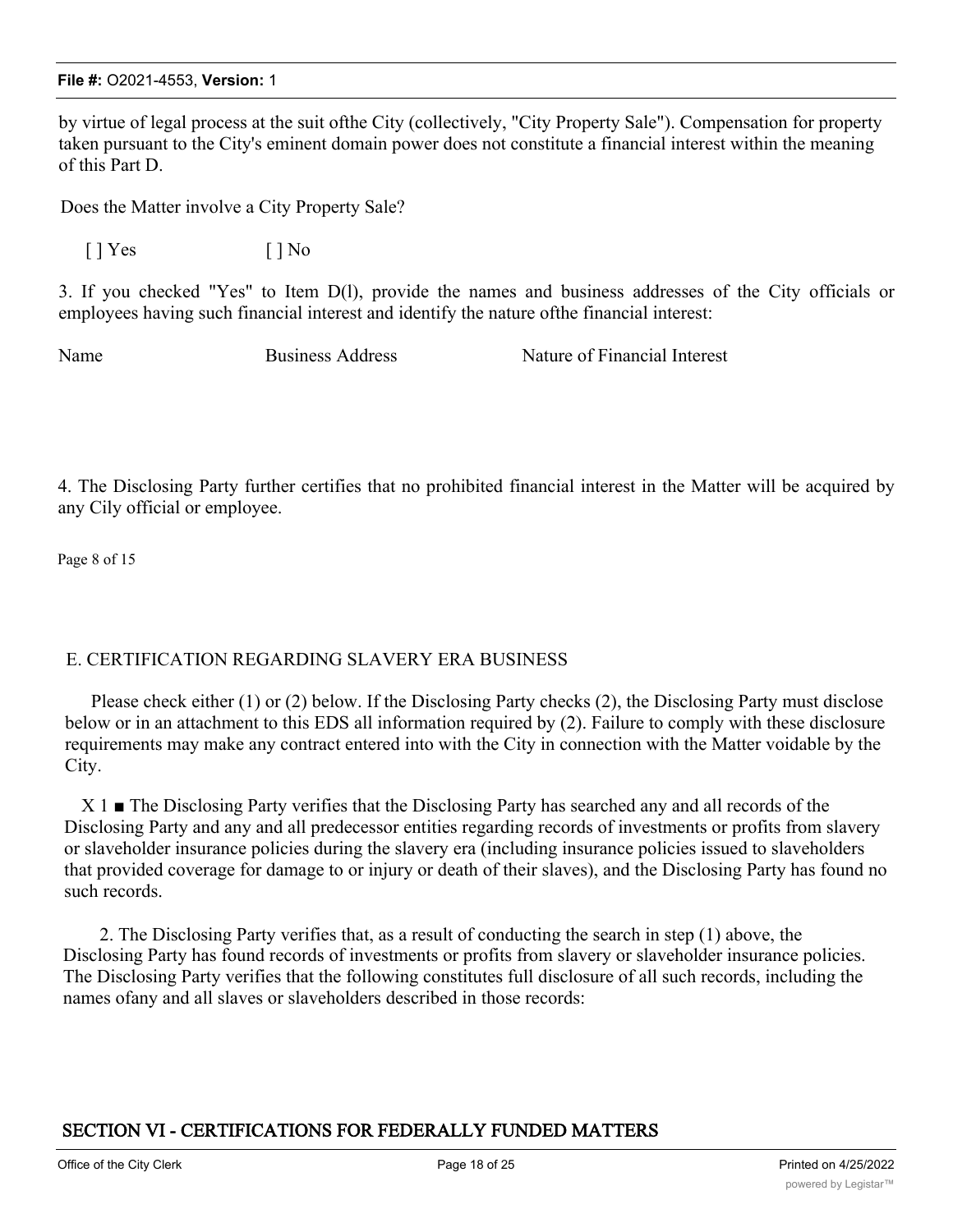by virtue of legal process at the suit ofthe City (collectively, "City Property Sale"). Compensation for property taken pursuant to the City's eminent domain power does not constitute a financial interest within the meaning of this Part D.

Does the Matter involve a City Property Sale?

[ ] Yes [ ] No

3. If you checked "Yes" to Item D(l), provide the names and business addresses of the City officials or employees having such financial interest and identify the nature ofthe financial interest:

| Name | Business Address | Nature of Financial Interest |
|---|---|---|
| | | |

4. The Disclosing Party further certifies that no prohibited financial interest in the Matter will be acquired by any Cily official or employee.

Page 8 of 15

E. CERTIFICATION REGARDING SLAVERY ERA BUSINESS

Please check either (1) or (2) below. If the Disclosing Party checks (2), the Disclosing Party must disclose below or in an attachment to this EDS all information required by (2). Failure to comply with these disclosure requirements may make any contract entered into with the City in connection with the Matter voidable by the City.

X 1 ■ The Disclosing Party verifies that the Disclosing Party has searched any and all records of the Disclosing Party and any and all predecessor entities regarding records of investments or profits from slavery or slaveholder insurance policies during the slavery era (including insurance policies issued to slaveholders that provided coverage for damage to or injury or death of their slaves), and the Disclosing Party has found no such records.

2. The Disclosing Party verifies that, as a result of conducting the search in step (1) above, the Disclosing Party has found records of investments or profits from slavery or slaveholder insurance policies. The Disclosing Party verifies that the following constitutes full disclosure of all such records, including the names ofany and all slaves or slaveholders described in those records:

## SECTION VI - CERTIFICATIONS FOR FEDERALLY FUNDED MATTERS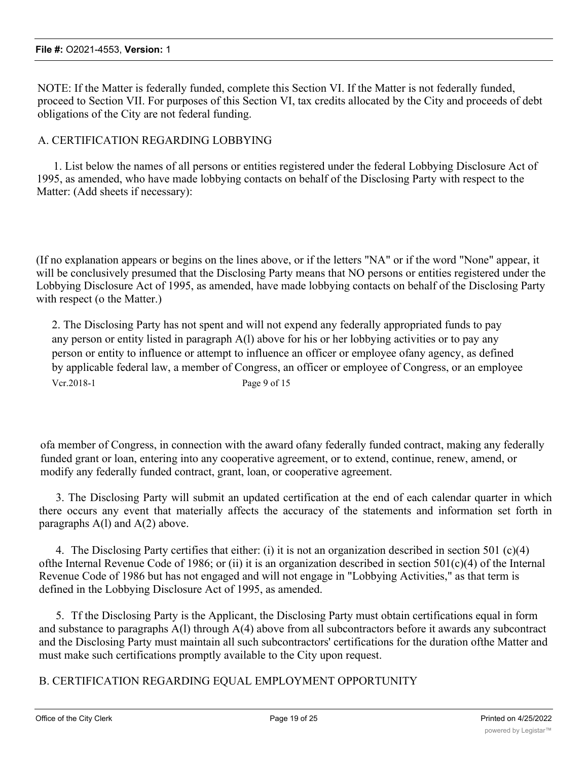NOTE: If the Matter is federally funded, complete this Section VI. If the Matter is not federally funded, proceed to Section VII. For purposes of this Section VI, tax credits allocated by the City and proceeds of debt obligations of the City are not federal funding.

A. CERTIFICATION REGARDING LOBBYING

1. List below the names of all persons or entities registered under the federal Lobbying Disclosure Act of 1995, as amended, who have made lobbying contacts on behalf of the Disclosing Party with respect to the Matter: (Add sheets if necessary):

(If no explanation appears or begins on the lines above, or if the letters "NA" or if the word "None" appear, it will be conclusively presumed that the Disclosing Party means that NO persons or entities registered under the Lobbying Disclosure Act of 1995, as amended, have made lobbying contacts on behalf of the Disclosing Party with respect (o the Matter.)

2. The Disclosing Party has not spent and will not expend any federally appropriated funds to pay any person or entity listed in paragraph A(l) above for his or her lobbying activities or to pay any person or entity to influence or attempt to influence an officer or employee ofany agency, as defined by applicable federal law, a member of Congress, an officer or employee of Congress, or an employee

Vcr.2018-1 Page 9 of 15

ofa member of Congress, in connection with the award ofany federally funded contract, making any federally funded grant or loan, entering into any cooperative agreement, or to extend, continue, renew, amend, or modify any federally funded contract, grant, loan, or cooperative agreement.

3. The Disclosing Party will submit an updated certification at the end of each calendar quarter in which there occurs any event that materially affects the accuracy of the statements and information set forth in paragraphs A(l) and A(2) above.

4. The Disclosing Party certifies that either: (i) it is not an organization described in section 501 (c)(4) ofthe Internal Revenue Code of 1986; or (ii) it is an organization described in section 501(c)(4) of the Internal Revenue Code of 1986 but has not engaged and will not engage in "Lobbying Activities," as that term is defined in the Lobbying Disclosure Act of 1995, as amended.

5. Tf the Disclosing Party is the Applicant, the Disclosing Party must obtain certifications equal in form and substance to paragraphs A(l) through A(4) above from all subcontractors before it awards any subcontract and the Disclosing Party must maintain all such subcontractors' certifications for the duration ofthe Matter and must make such certifications promptly available to the City upon request.

B. CERTIFICATION REGARDING EQUAL EMPLOYMENT OPPORTUNITY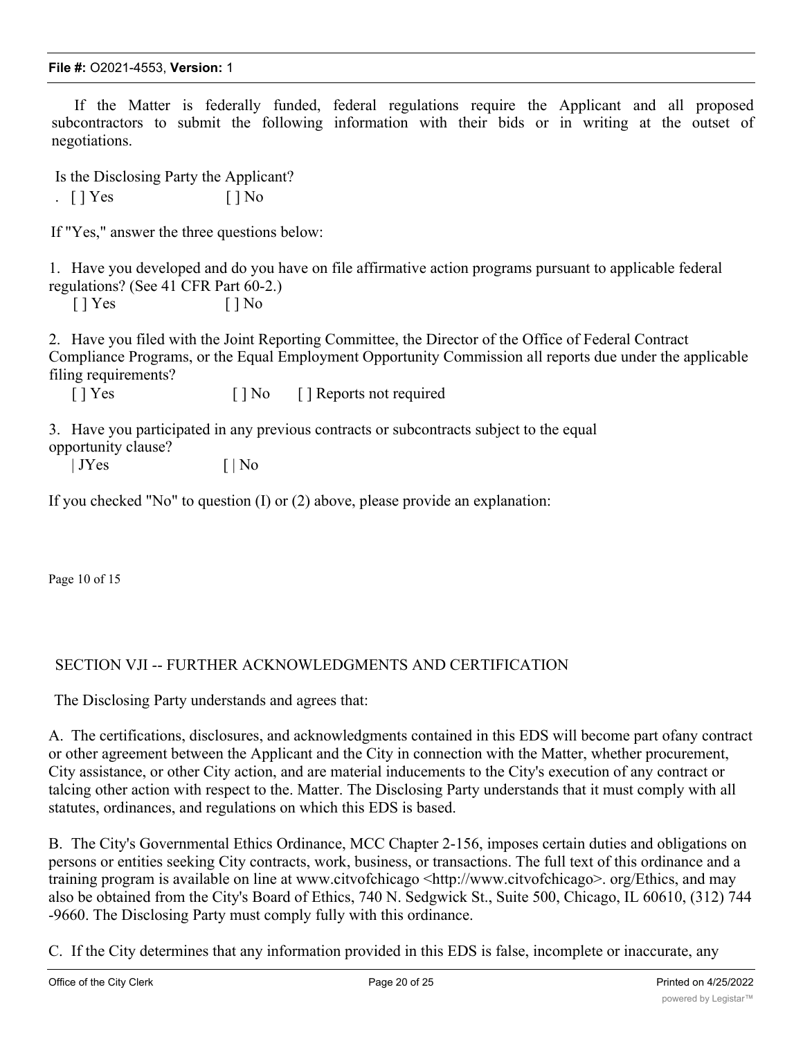If the Matter is federally funded, federal regulations require the Applicant and all proposed subcontractors to submit the following information with their bids or in writing at the outset of negotiations.

Is the Disclosing Party the Applicant?

. [ ] Yes [ ] No

If "Yes," answer the three questions below:

1. Have you developed and do you have on file affirmative action programs pursuant to applicable federal regulations? (See 41 CFR Part 60-2.)

   [ ] Yes [ ] No

2. Have you filed with the Joint Reporting Committee, the Director of the Office of Federal Contract Compliance Programs, or the Equal Employment Opportunity Commission all reports due under the applicable filing requirements?

   [ ] Yes [ ] No [ ] Reports not required

3. Have you participated in any previous contracts or subcontracts subject to the equal opportunity clause?

   | JYes [ | No

If you checked "No" to question (I) or (2) above, please provide an explanation:

Page 10 of 15

SECTION VJI -- FURTHER ACKNOWLEDGMENTS AND CERTIFICATION

The Disclosing Party understands and agrees that:

A. The certifications, disclosures, and acknowledgments contained in this EDS will become part ofany contract or other agreement between the Applicant and the City in connection with the Matter, whether procurement, City assistance, or other City action, and are material inducements to the City's execution of any contract or talcing other action with respect to the. Matter. The Disclosing Party understands that it must comply with all statutes, ordinances, and regulations on which this EDS is based.

B. The City's Governmental Ethics Ordinance, MCC Chapter 2-156, imposes certain duties and obligations on persons or entities seeking City contracts, work, business, or transactions. The full text of this ordinance and a training program is available on line at www.citvofchicago <http://www.citvofchicago>. org/Ethics, and may also be obtained from the City's Board of Ethics, 740 N. Sedgwick St., Suite 500, Chicago, IL 60610, (312) 744 -9660. The Disclosing Party must comply fully with this ordinance.

C. If the City determines that any information provided in this EDS is false, incomplete or inaccurate, any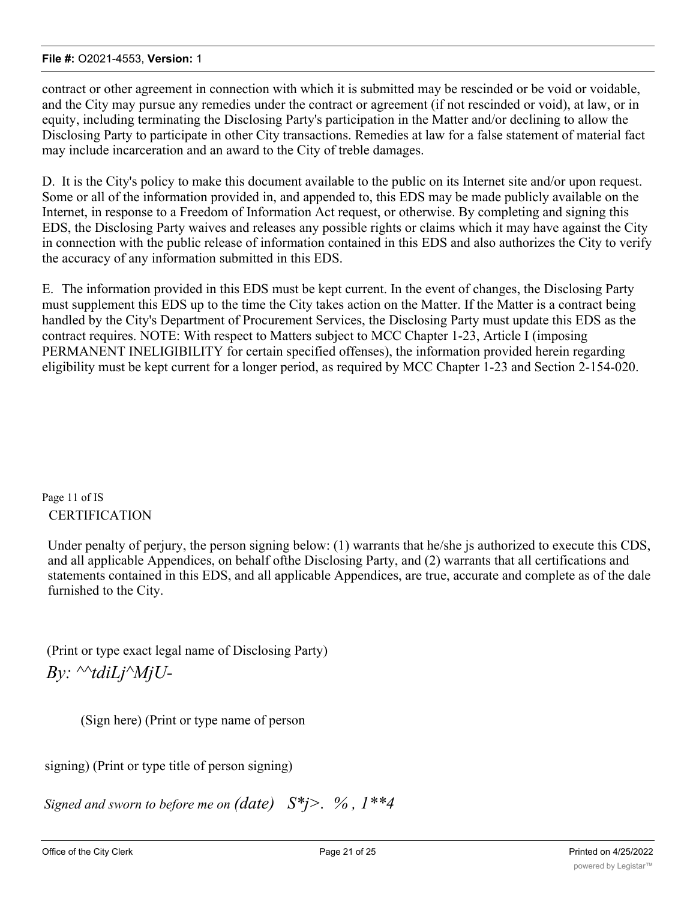contract or other agreement in connection with which it is submitted may be rescinded or be void or voidable, and the City may pursue any remedies under the contract or agreement (if not rescinded or void), at law, or in equity, including terminating the Disclosing Party's participation in the Matter and/or declining to allow the Disclosing Party to participate in other City transactions. Remedies at law for a false statement of material fact may include incarceration and an award to the City of treble damages.

D. It is the City's policy to make this document available to the public on its Internet site and/or upon request. Some or all of the information provided in, and appended to, this EDS may be made publicly available on the Internet, in response to a Freedom of Information Act request, or otherwise. By completing and signing this EDS, the Disclosing Party waives and releases any possible rights or claims which it may have against the City in connection with the public release of information contained in this EDS and also authorizes the City to verify the accuracy of any information submitted in this EDS.

E. The information provided in this EDS must be kept current. In the event of changes, the Disclosing Party must supplement this EDS up to the time the City takes action on the Matter. If the Matter is a contract being handled by the City's Department of Procurement Services, the Disclosing Party must update this EDS as the contract requires. NOTE: With respect to Matters subject to MCC Chapter 1-23, Article I (imposing PERMANENT INELIGIBILITY for certain specified offenses), the information provided herein regarding eligibility must be kept current for a longer period, as required by MCC Chapter 1-23 and Section 2-154-020.

Page 11 of IS

CERTIFICATION

Under penalty of perjury, the person signing below: (1) warrants that he/she js authorized to execute this CDS, and all applicable Appendices, on behalf ofthe Disclosing Party, and (2) warrants that all certifications and statements contained in this EDS, and all applicable Appendices, are true, accurate and complete as of the dale furnished to the City.

(Print or type exact legal name of Disclosing Party)

*By: ^^tdiLj^MjU-*

(Sign here) (Print or type name of person

signing) (Print or type title of person signing)

*Signed and sworn to before me on (date) S*j>. % , 1**4*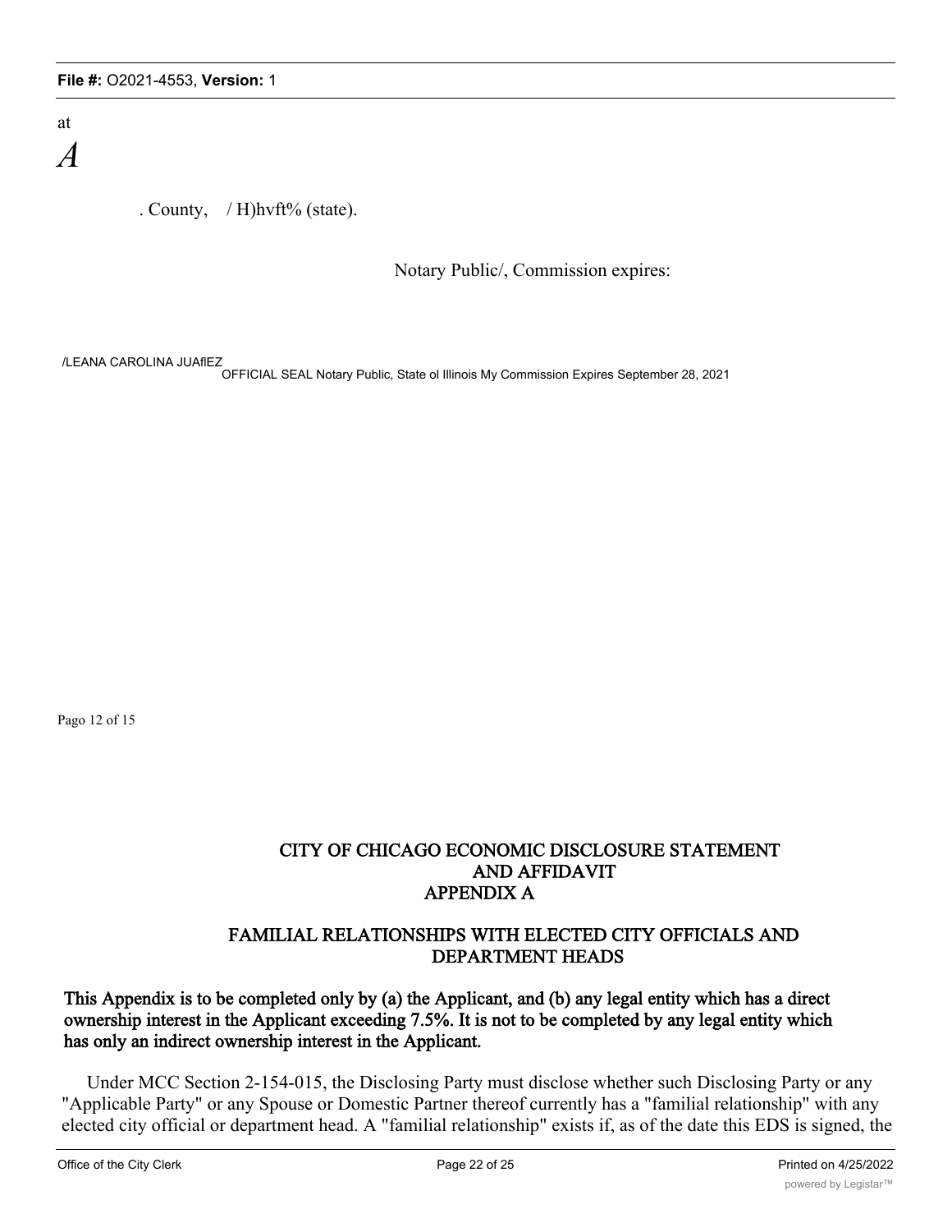at

*A*

. County, / H)hvft% (state).

Notary Public/, Commission expires:

/LEANA CAROLINA JUAflEZ

OFFICIAL SEAL Notary Public, State ol Illinois My Commission Expires September 28, 2021

Pago 12 of 15

## CITY OF CHICAGO ECONOMIC DISCLOSURE STATEMENT AND AFFIDAVIT APPENDIX A

## FAMILIAL RELATIONSHIPS WITH ELECTED CITY OFFICIALS AND DEPARTMENT HEADS

**This Appendix is to be completed only by (a) the Applicant, and (b) any legal entity which has a direct ownership interest in the Applicant exceeding 7.5%. It is not to be completed by any legal entity which has only an indirect ownership interest in the Applicant.**

Under MCC Section 2-154-015, the Disclosing Party must disclose whether such Disclosing Party or any "Applicable Party" or any Spouse or Domestic Partner thereof currently has a "familial relationship" with any elected city official or department head. A "familial relationship" exists if, as of the date this EDS is signed, the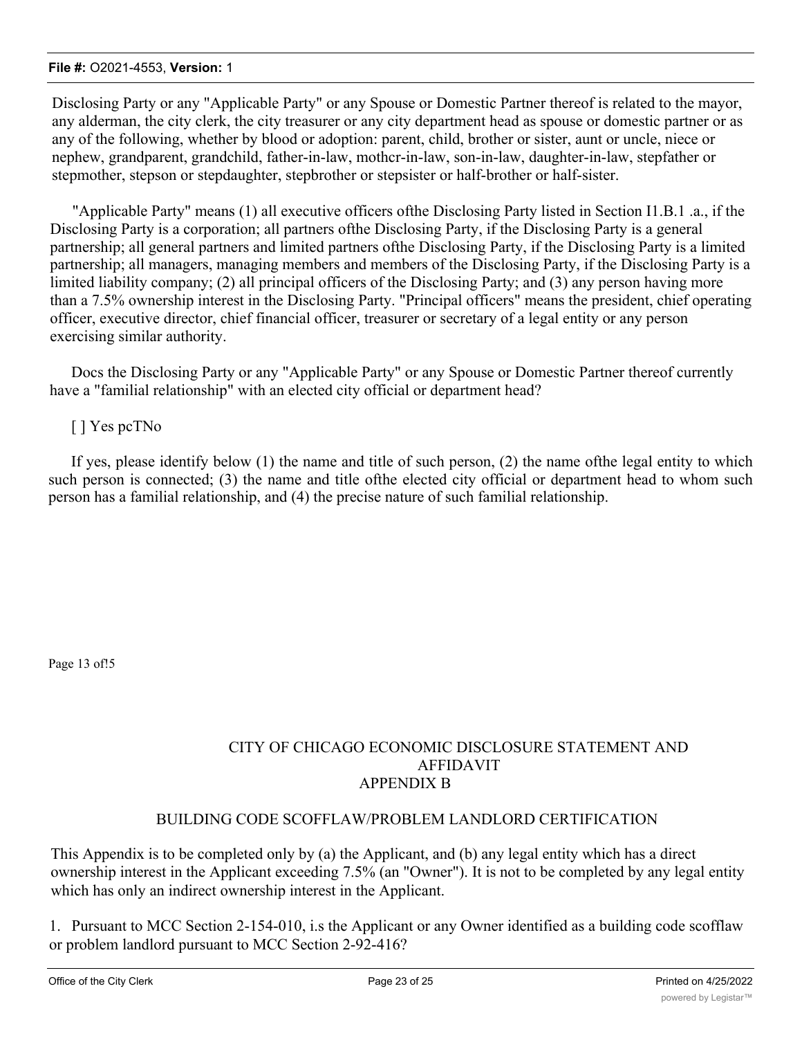Disclosing Party or any "Applicable Party" or any Spouse or Domestic Partner thereof is related to the mayor, any alderman, the city clerk, the city treasurer or any city department head as spouse or domestic partner or as any of the following, whether by blood or adoption: parent, child, brother or sister, aunt or uncle, niece or nephew, grandparent, grandchild, father-in-law, mothcr-in-law, son-in-law, daughter-in-law, stepfather or stepmother, stepson or stepdaughter, stepbrother or stepsister or half-brother or half-sister.

"Applicable Party" means (1) all executive officers ofthe Disclosing Party listed in Section I1.B.1 .a., if the Disclosing Party is a corporation; all partners ofthe Disclosing Party, if the Disclosing Party is a general partnership; all general partners and limited partners ofthe Disclosing Party, if the Disclosing Party is a limited partnership; all managers, managing members and members of the Disclosing Party, if the Disclosing Party is a limited liability company; (2) all principal officers of the Disclosing Party; and (3) any person having more than a 7.5% ownership interest in the Disclosing Party. "Principal officers" means the president, chief operating officer, executive director, chief financial officer, treasurer or secretary of a legal entity or any person exercising similar authority.

Docs the Disclosing Party or any "Applicable Party" or any Spouse or Domestic Partner thereof currently have a "familial relationship" with an elected city official or department head?

[ ] Yes pcTNo

If yes, please identify below (1) the name and title of such person, (2) the name ofthe legal entity to which such person is connected; (3) the name and title ofthe elected city official or department head to whom such person has a familial relationship, and (4) the precise nature of such familial relationship.

Page 13 of!5

## CITY OF CHICAGO ECONOMIC DISCLOSURE STATEMENT AND AFFIDAVIT APPENDIX B

### BUILDING CODE SCOFFLAW/PROBLEM LANDLORD CERTIFICATION

This Appendix is to be completed only by (a) the Applicant, and (b) any legal entity which has a direct ownership interest in the Applicant exceeding 7.5% (an "Owner"). It is not to be completed by any legal entity which has only an indirect ownership interest in the Applicant.

1. Pursuant to MCC Section 2-154-010, i.s the Applicant or any Owner identified as a building code scofflaw or problem landlord pursuant to MCC Section 2-92-416?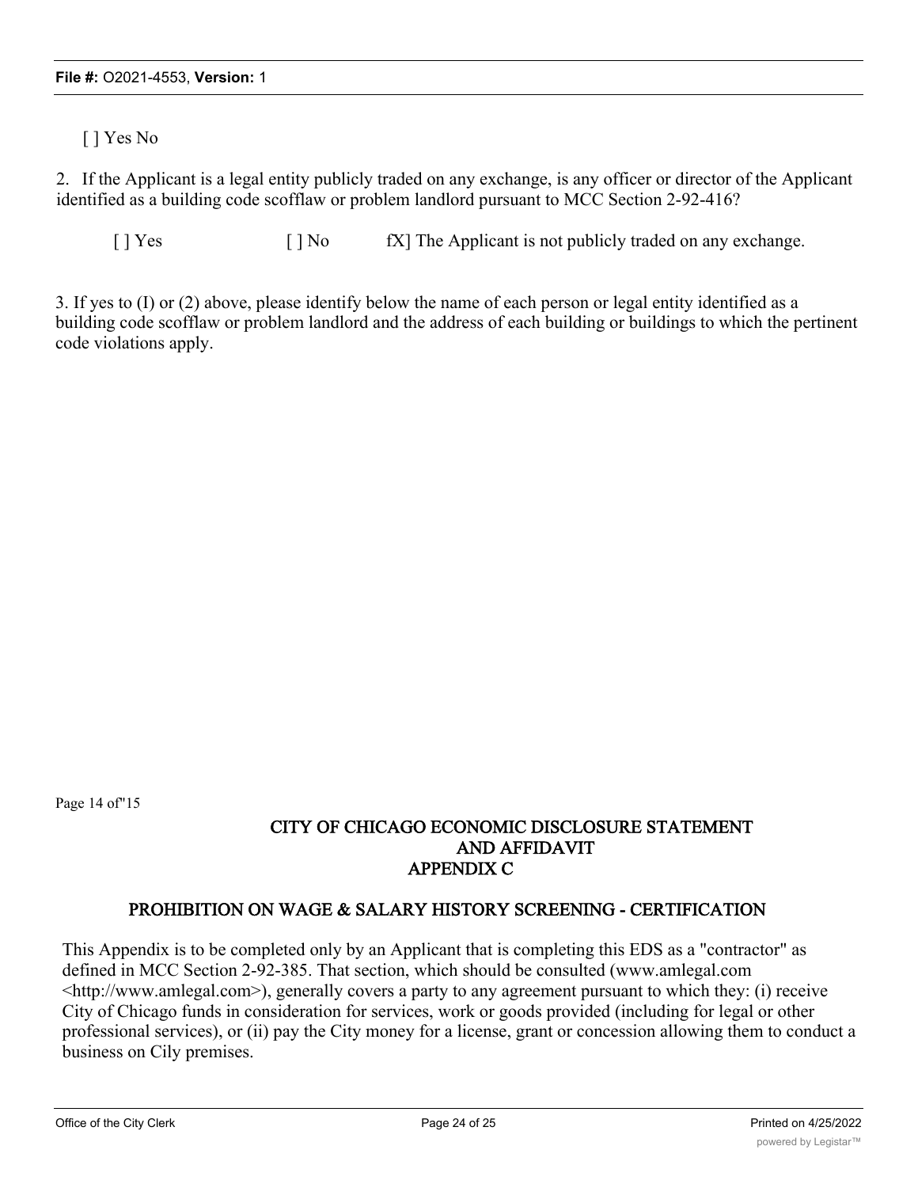[ ] Yes No

2. If the Applicant is a legal entity publicly traded on any exchange, is any officer or director of the Applicant identified as a building code scofflaw or problem landlord pursuant to MCC Section 2-92-416?

[ ] Yes [ ] No fX] The Applicant is not publicly traded on any exchange.

3. If yes to (I) or (2) above, please identify below the name of each person or legal entity identified as a building code scofflaw or problem landlord and the address of each building or buildings to which the pertinent code violations apply.

Page 14 of"15

## CITY OF CHICAGO ECONOMIC DISCLOSURE STATEMENT AND AFFIDAVIT APPENDIX C

## PROHIBITION ON WAGE & SALARY HISTORY SCREENING - CERTIFICATION

This Appendix is to be completed only by an Applicant that is completing this EDS as a "contractor" as defined in MCC Section 2-92-385. That section, which should be consulted (www.amlegal.com <http://www.amlegal.com>), generally covers a party to any agreement pursuant to which they: (i) receive City of Chicago funds in consideration for services, work or goods provided (including for legal or other professional services), or (ii) pay the City money for a license, grant or concession allowing them to conduct a business on Cily premises.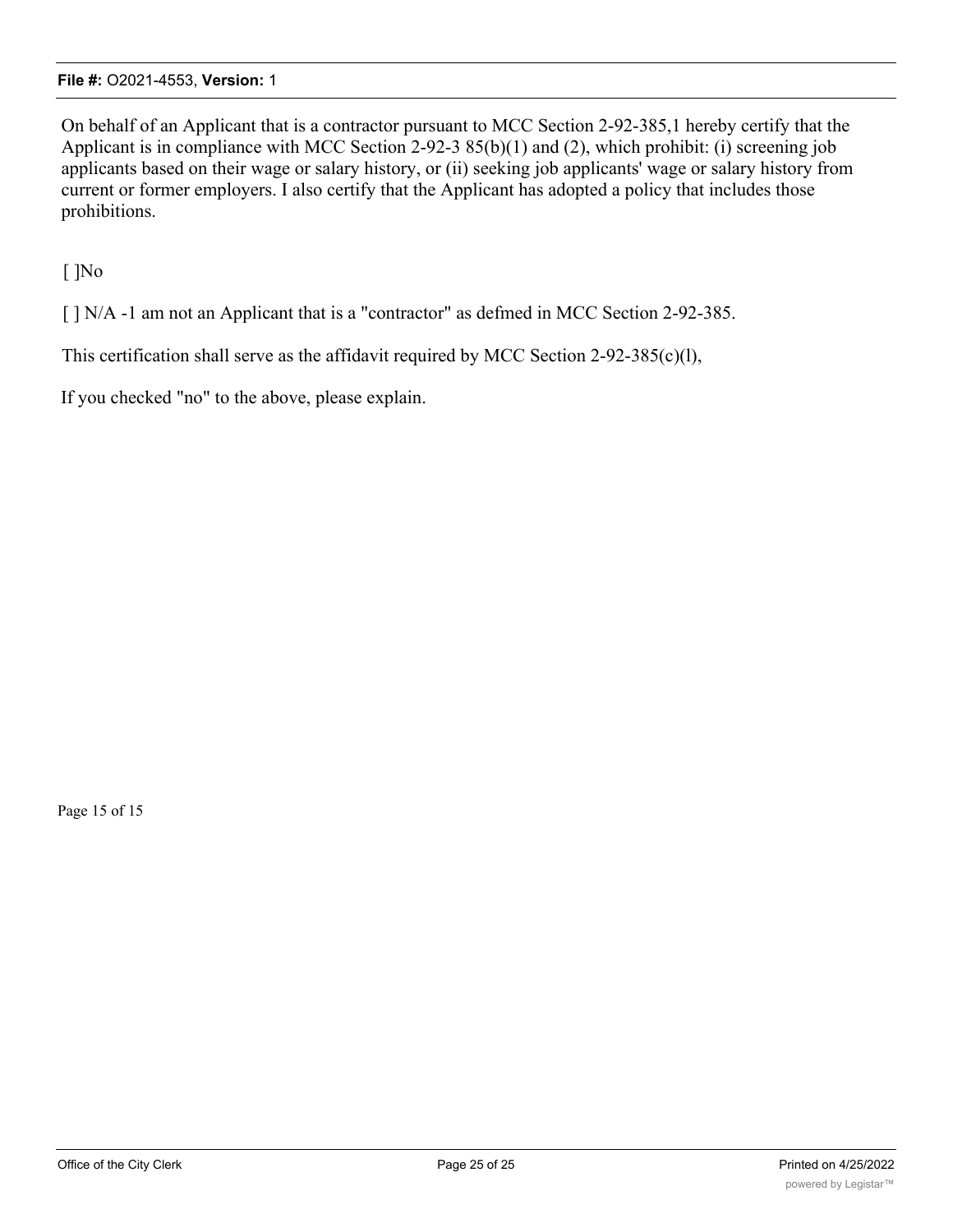On behalf of an Applicant that is a contractor pursuant to MCC Section 2-92-385,1 hereby certify that the Applicant is in compliance with MCC Section 2-92-3 85(b)(1) and (2), which prohibit: (i) screening job applicants based on their wage or salary history, or (ii) seeking job applicants' wage or salary history from current or former employers. I also certify that the Applicant has adopted a policy that includes those prohibitions.

[ ]No

[ ] N/A -1 am not an Applicant that is a "contractor" as defmed in MCC Section 2-92-385.

This certification shall serve as the affidavit required by MCC Section 2-92-385(c)(l),

If you checked "no" to the above, please explain.

Page 15 of 15